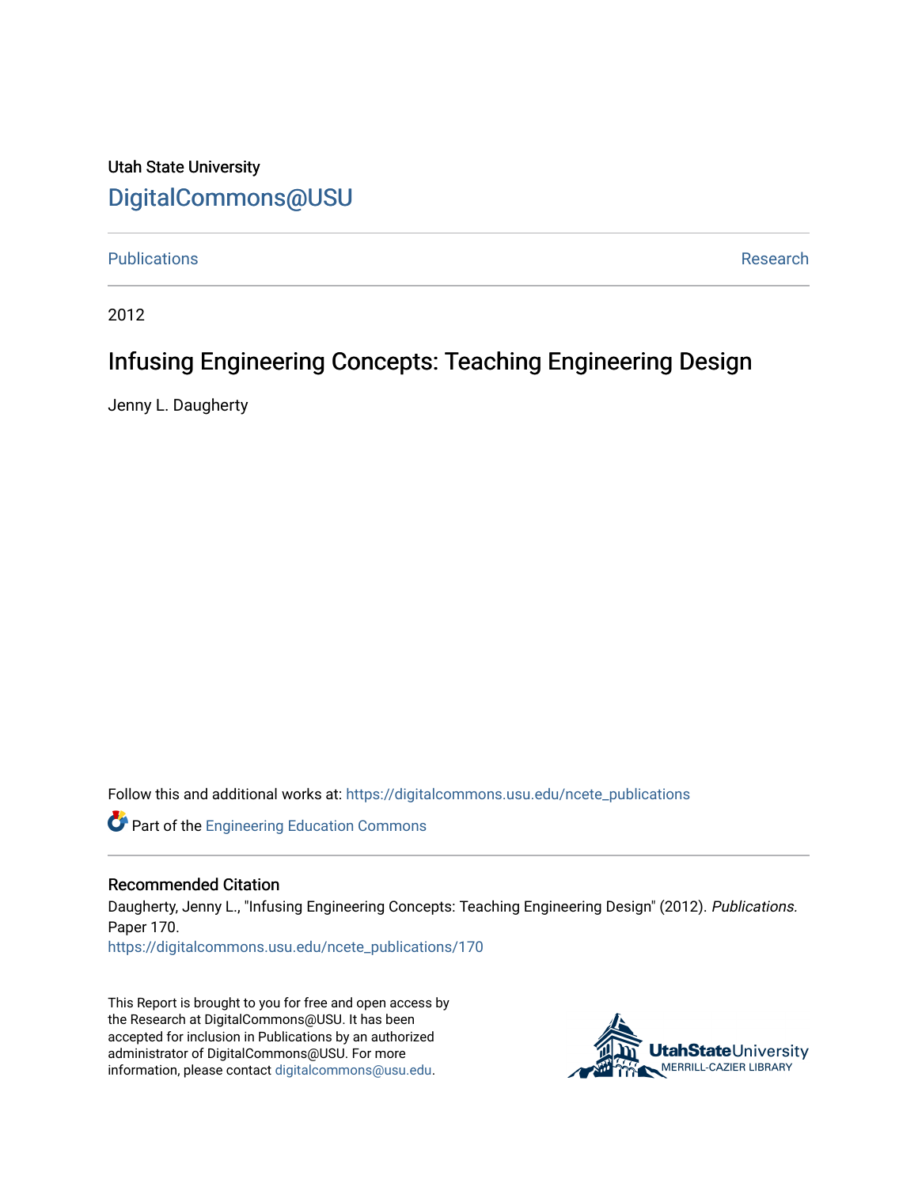Utah State University

DigitalCommons@USU

Publications | Research

2012

# Infusing Engineering Concepts: Teaching Engineering Design

Jenny L. Daugherty

Follow this and additional works at: https://digitalcommons.usu.edu/ncete_publications

Part of the Engineering Education Commons

## Recommended Citation

Daugherty, Jenny L., "Infusing Engineering Concepts: Teaching Engineering Design" (2012). *Publications.* Paper 170.
https://digitalcommons.usu.edu/ncete_publications/170

This Report is brought to you for free and open access by the Research at DigitalCommons@USU. It has been accepted for inclusion in Publications by an authorized administrator of DigitalCommons@USU. For more information, please contact digitalcommons@usu.edu.

UtahStateUniversity MERRILL-CAZIER LIBRARY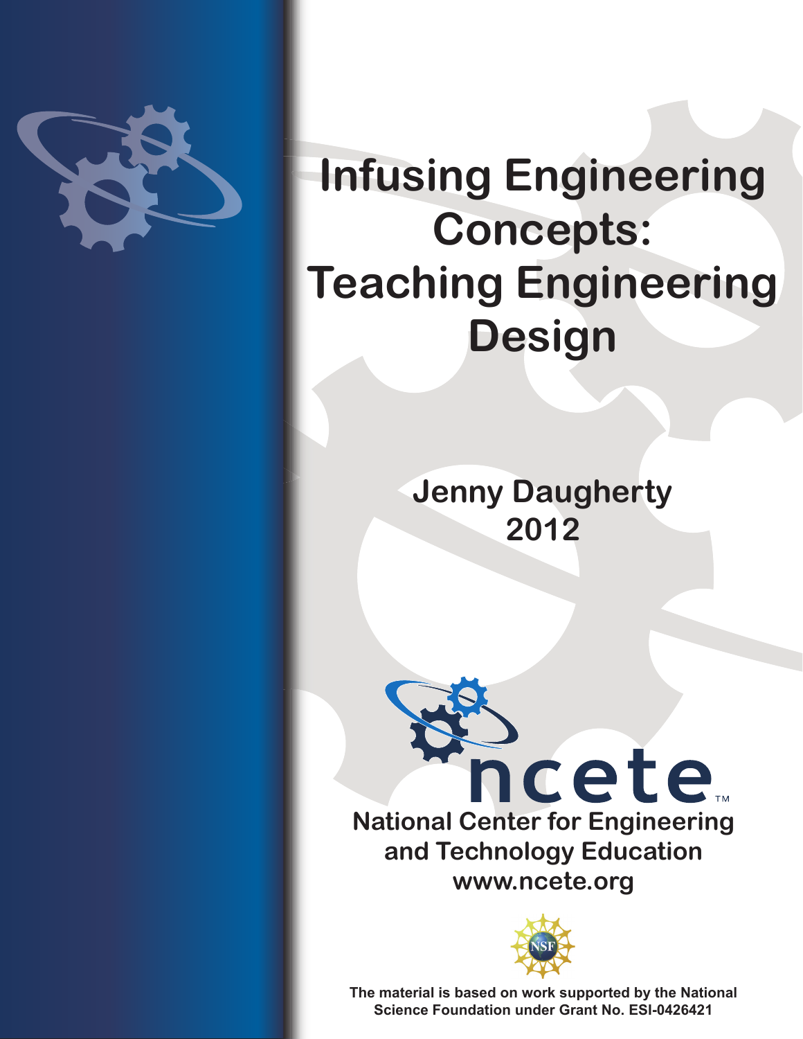# Infusing Engineering Concepts: Teaching Engineering Design

**Jenny Daugherty**
**2012**

ncete™

**National Center for Engineering and Technology Education**
**www.ncete.org**

**The material is based on work supported by the National Science Foundation under Grant No. ESI-0426421**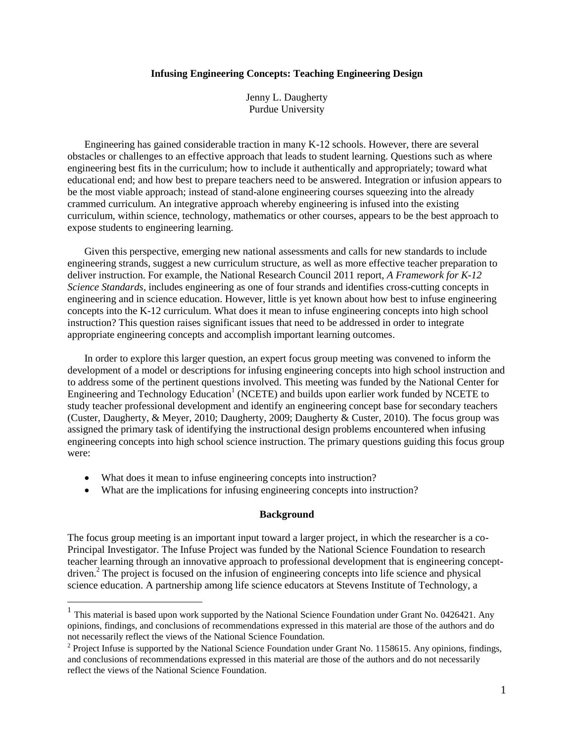**Infusing Engineering Concepts: Teaching Engineering Design**

Jenny L. Daugherty
Purdue University

Engineering has gained considerable traction in many K-12 schools. However, there are several obstacles or challenges to an effective approach that leads to student learning. Questions such as where engineering best fits in the curriculum; how to include it authentically and appropriately; toward what educational end; and how best to prepare teachers need to be answered. Integration or infusion appears to be the most viable approach; instead of stand-alone engineering courses squeezing into the already crammed curriculum. An integrative approach whereby engineering is infused into the existing curriculum, within science, technology, mathematics or other courses, appears to be the best approach to expose students to engineering learning.

Given this perspective, emerging new national assessments and calls for new standards to include engineering strands, suggest a new curriculum structure, as well as more effective teacher preparation to deliver instruction. For example, the National Research Council 2011 report, *A Framework for K-12 Science Standards*, includes engineering as one of four strands and identifies cross-cutting concepts in engineering and in science education. However, little is yet known about how best to infuse engineering concepts into the K-12 curriculum. What does it mean to infuse engineering concepts into high school instruction? This question raises significant issues that need to be addressed in order to integrate appropriate engineering concepts and accomplish important learning outcomes.

In order to explore this larger question, an expert focus group meeting was convened to inform the development of a model or descriptions for infusing engineering concepts into high school instruction and to address some of the pertinent questions involved. This meeting was funded by the National Center for Engineering and Technology Education[1] (NCETE) and builds upon earlier work funded by NCETE to study teacher professional development and identify an engineering concept base for secondary teachers (Custer, Daugherty, & Meyer, 2010; Daugherty, 2009; Daugherty & Custer, 2010). The focus group was assigned the primary task of identifying the instructional design problems encountered when infusing engineering concepts into high school science instruction. The primary questions guiding this focus group were:

- What does it mean to infuse engineering concepts into instruction?
- What are the implications for infusing engineering concepts into instruction?

## Background

The focus group meeting is an important input toward a larger project, in which the researcher is a co-Principal Investigator. The Infuse Project was funded by the National Science Foundation to research teacher learning through an innovative approach to professional development that is engineering concept-driven.[2] The project is focused on the infusion of engineering concepts into life science and physical science education. A partnership among life science educators at Stevens Institute of Technology, a

[1] This material is based upon work supported by the National Science Foundation under Grant No. 0426421. Any opinions, findings, and conclusions of recommendations expressed in this material are those of the authors and do not necessarily reflect the views of the National Science Foundation.

[2] Project Infuse is supported by the National Science Foundation under Grant No. 1158615. Any opinions, findings, and conclusions of recommendations expressed in this material are those of the authors and do not necessarily reflect the views of the National Science Foundation.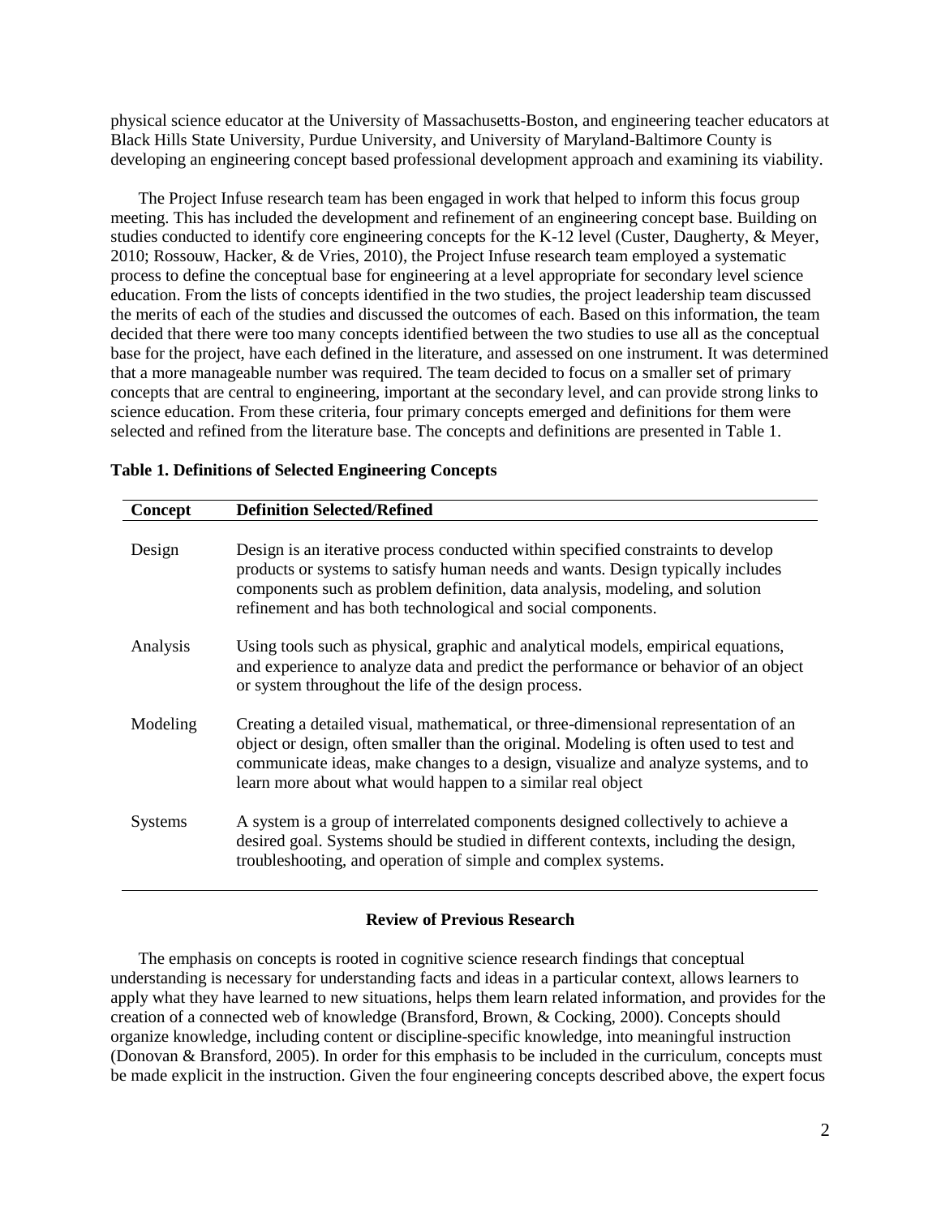physical science educator at the University of Massachusetts-Boston, and engineering teacher educators at Black Hills State University, Purdue University, and University of Maryland-Baltimore County is developing an engineering concept based professional development approach and examining its viability.

The Project Infuse research team has been engaged in work that helped to inform this focus group meeting. This has included the development and refinement of an engineering concept base. Building on studies conducted to identify core engineering concepts for the K-12 level (Custer, Daugherty, & Meyer, 2010; Rossouw, Hacker, & de Vries, 2010), the Project Infuse research team employed a systematic process to define the conceptual base for engineering at a level appropriate for secondary level science education. From the lists of concepts identified in the two studies, the project leadership team discussed the merits of each of the studies and discussed the outcomes of each. Based on this information, the team decided that there were too many concepts identified between the two studies to use all as the conceptual base for the project, have each defined in the literature, and assessed on one instrument. It was determined that a more manageable number was required. The team decided to focus on a smaller set of primary concepts that are central to engineering, important at the secondary level, and can provide strong links to science education. From these criteria, four primary concepts emerged and definitions for them were selected and refined from the literature base. The concepts and definitions are presented in Table 1.

**Table 1. Definitions of Selected Engineering Concepts**

| Concept | Definition Selected/Refined |
|---|---|
| Design | Design is an iterative process conducted within specified constraints to develop products or systems to satisfy human needs and wants. Design typically includes components such as problem definition, data analysis, modeling, and solution refinement and has both technological and social components. |
| Analysis | Using tools such as physical, graphic and analytical models, empirical equations, and experience to analyze data and predict the performance or behavior of an object or system throughout the life of the design process. |
| Modeling | Creating a detailed visual, mathematical, or three-dimensional representation of an object or design, often smaller than the original. Modeling is often used to test and communicate ideas, make changes to a design, visualize and analyze systems, and to learn more about what would happen to a similar real object |
| Systems | A system is a group of interrelated components designed collectively to achieve a desired goal. Systems should be studied in different contexts, including the design, troubleshooting, and operation of simple and complex systems. |

## Review of Previous Research

The emphasis on concepts is rooted in cognitive science research findings that conceptual understanding is necessary for understanding facts and ideas in a particular context, allows learners to apply what they have learned to new situations, helps them learn related information, and provides for the creation of a connected web of knowledge (Bransford, Brown, & Cocking, 2000). Concepts should organize knowledge, including content or discipline-specific knowledge, into meaningful instruction (Donovan & Bransford, 2005). In order for this emphasis to be included in the curriculum, concepts must be made explicit in the instruction. Given the four engineering concepts described above, the expert focus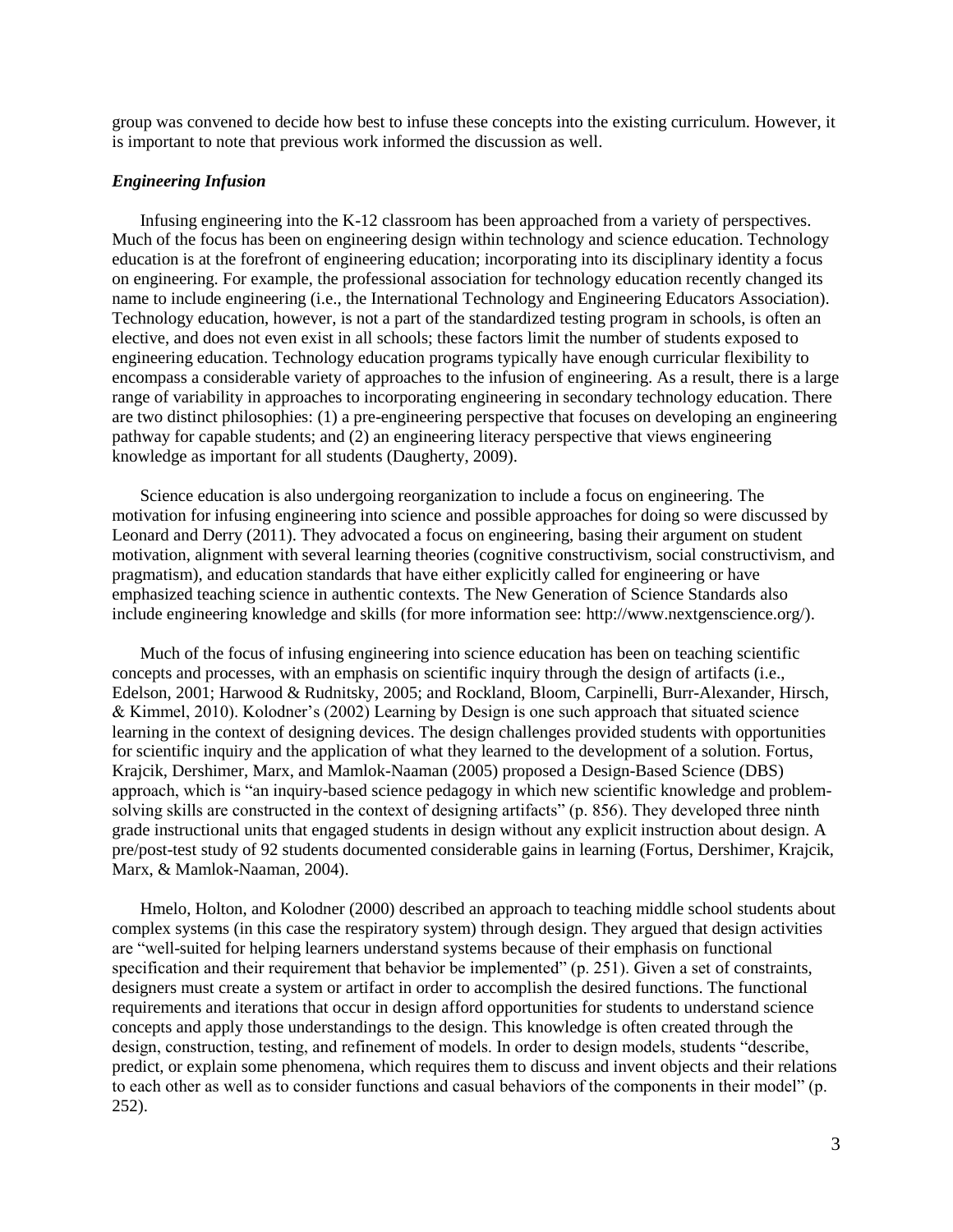group was convened to decide how best to infuse these concepts into the existing curriculum. However, it is important to note that previous work informed the discussion as well.

### *Engineering Infusion*

Infusing engineering into the K-12 classroom has been approached from a variety of perspectives. Much of the focus has been on engineering design within technology and science education. Technology education is at the forefront of engineering education; incorporating into its disciplinary identity a focus on engineering. For example, the professional association for technology education recently changed its name to include engineering (i.e., the International Technology and Engineering Educators Association). Technology education, however, is not a part of the standardized testing program in schools, is often an elective, and does not even exist in all schools; these factors limit the number of students exposed to engineering education. Technology education programs typically have enough curricular flexibility to encompass a considerable variety of approaches to the infusion of engineering. As a result, there is a large range of variability in approaches to incorporating engineering in secondary technology education. There are two distinct philosophies: (1) a pre-engineering perspective that focuses on developing an engineering pathway for capable students; and (2) an engineering literacy perspective that views engineering knowledge as important for all students (Daugherty, 2009).

Science education is also undergoing reorganization to include a focus on engineering. The motivation for infusing engineering into science and possible approaches for doing so were discussed by Leonard and Derry (2011). They advocated a focus on engineering, basing their argument on student motivation, alignment with several learning theories (cognitive constructivism, social constructivism, and pragmatism), and education standards that have either explicitly called for engineering or have emphasized teaching science in authentic contexts. The New Generation of Science Standards also include engineering knowledge and skills (for more information see: http://www.nextgenscience.org/).

Much of the focus of infusing engineering into science education has been on teaching scientific concepts and processes, with an emphasis on scientific inquiry through the design of artifacts (i.e., Edelson, 2001; Harwood & Rudnitsky, 2005; and Rockland, Bloom, Carpinelli, Burr-Alexander, Hirsch, & Kimmel, 2010). Kolodner's (2002) Learning by Design is one such approach that situated science learning in the context of designing devices. The design challenges provided students with opportunities for scientific inquiry and the application of what they learned to the development of a solution. Fortus, Krajcik, Dershimer, Marx, and Mamlok-Naaman (2005) proposed a Design-Based Science (DBS) approach, which is "an inquiry-based science pedagogy in which new scientific knowledge and problem-solving skills are constructed in the context of designing artifacts" (p. 856). They developed three ninth grade instructional units that engaged students in design without any explicit instruction about design. A pre/post-test study of 92 students documented considerable gains in learning (Fortus, Dershimer, Krajcik, Marx, & Mamlok-Naaman, 2004).

Hmelo, Holton, and Kolodner (2000) described an approach to teaching middle school students about complex systems (in this case the respiratory system) through design. They argued that design activities are "well-suited for helping learners understand systems because of their emphasis on functional specification and their requirement that behavior be implemented" (p. 251). Given a set of constraints, designers must create a system or artifact in order to accomplish the desired functions. The functional requirements and iterations that occur in design afford opportunities for students to understand science concepts and apply those understandings to the design. This knowledge is often created through the design, construction, testing, and refinement of models. In order to design models, students "describe, predict, or explain some phenomena, which requires them to discuss and invent objects and their relations to each other as well as to consider functions and casual behaviors of the components in their model" (p. 252).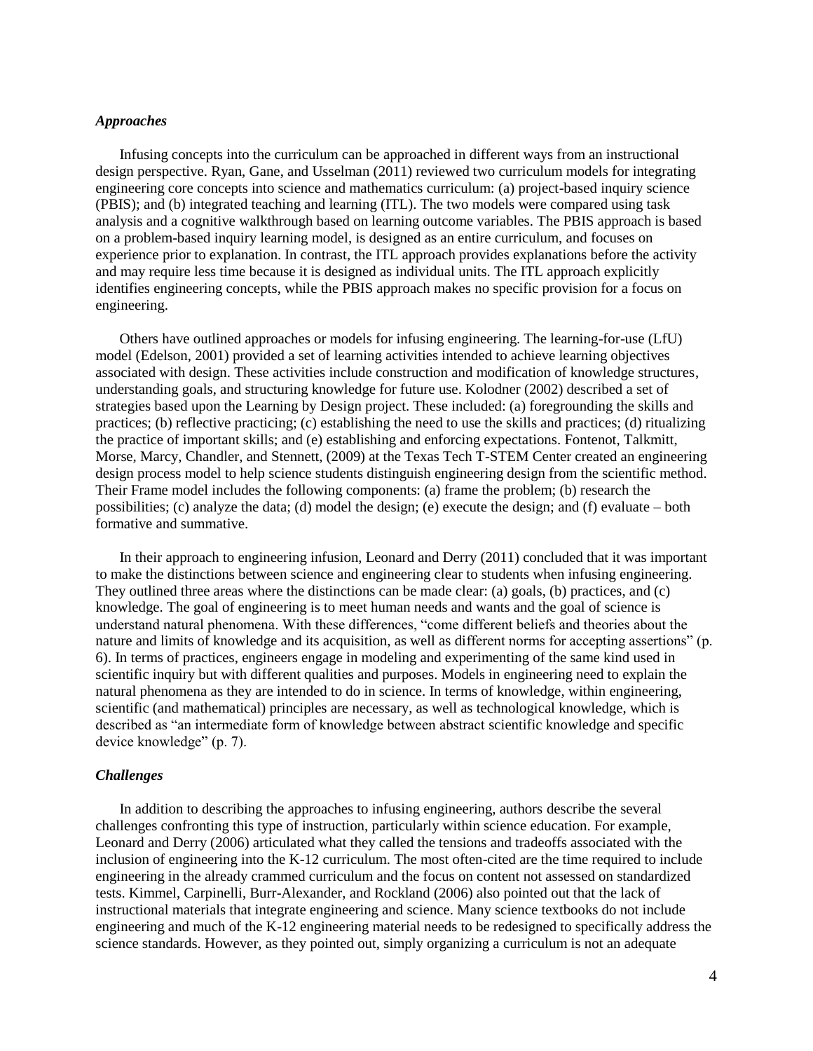### *Approaches*

Infusing concepts into the curriculum can be approached in different ways from an instructional design perspective. Ryan, Gane, and Usselman (2011) reviewed two curriculum models for integrating engineering core concepts into science and mathematics curriculum: (a) project-based inquiry science (PBIS); and (b) integrated teaching and learning (ITL). The two models were compared using task analysis and a cognitive walkthrough based on learning outcome variables. The PBIS approach is based on a problem-based inquiry learning model, is designed as an entire curriculum, and focuses on experience prior to explanation. In contrast, the ITL approach provides explanations before the activity and may require less time because it is designed as individual units. The ITL approach explicitly identifies engineering concepts, while the PBIS approach makes no specific provision for a focus on engineering.

Others have outlined approaches or models for infusing engineering. The learning-for-use (LfU) model (Edelson, 2001) provided a set of learning activities intended to achieve learning objectives associated with design. These activities include construction and modification of knowledge structures, understanding goals, and structuring knowledge for future use. Kolodner (2002) described a set of strategies based upon the Learning by Design project. These included: (a) foregrounding the skills and practices; (b) reflective practicing; (c) establishing the need to use the skills and practices; (d) ritualizing the practice of important skills; and (e) establishing and enforcing expectations. Fontenot, Talkmitt, Morse, Marcy, Chandler, and Stennett, (2009) at the Texas Tech T-STEM Center created an engineering design process model to help science students distinguish engineering design from the scientific method. Their Frame model includes the following components: (a) frame the problem; (b) research the possibilities; (c) analyze the data; (d) model the design; (e) execute the design; and (f) evaluate – both formative and summative.

In their approach to engineering infusion, Leonard and Derry (2011) concluded that it was important to make the distinctions between science and engineering clear to students when infusing engineering. They outlined three areas where the distinctions can be made clear: (a) goals, (b) practices, and (c) knowledge. The goal of engineering is to meet human needs and wants and the goal of science is understand natural phenomena. With these differences, "come different beliefs and theories about the nature and limits of knowledge and its acquisition, as well as different norms for accepting assertions" (p. 6). In terms of practices, engineers engage in modeling and experimenting of the same kind used in scientific inquiry but with different qualities and purposes. Models in engineering need to explain the natural phenomena as they are intended to do in science. In terms of knowledge, within engineering, scientific (and mathematical) principles are necessary, as well as technological knowledge, which is described as "an intermediate form of knowledge between abstract scientific knowledge and specific device knowledge" (p. 7).

### *Challenges*

In addition to describing the approaches to infusing engineering, authors describe the several challenges confronting this type of instruction, particularly within science education. For example, Leonard and Derry (2006) articulated what they called the tensions and tradeoffs associated with the inclusion of engineering into the K-12 curriculum. The most often-cited are the time required to include engineering in the already crammed curriculum and the focus on content not assessed on standardized tests. Kimmel, Carpinelli, Burr-Alexander, and Rockland (2006) also pointed out that the lack of instructional materials that integrate engineering and science. Many science textbooks do not include engineering and much of the K-12 engineering material needs to be redesigned to specifically address the science standards. However, as they pointed out, simply organizing a curriculum is not an adequate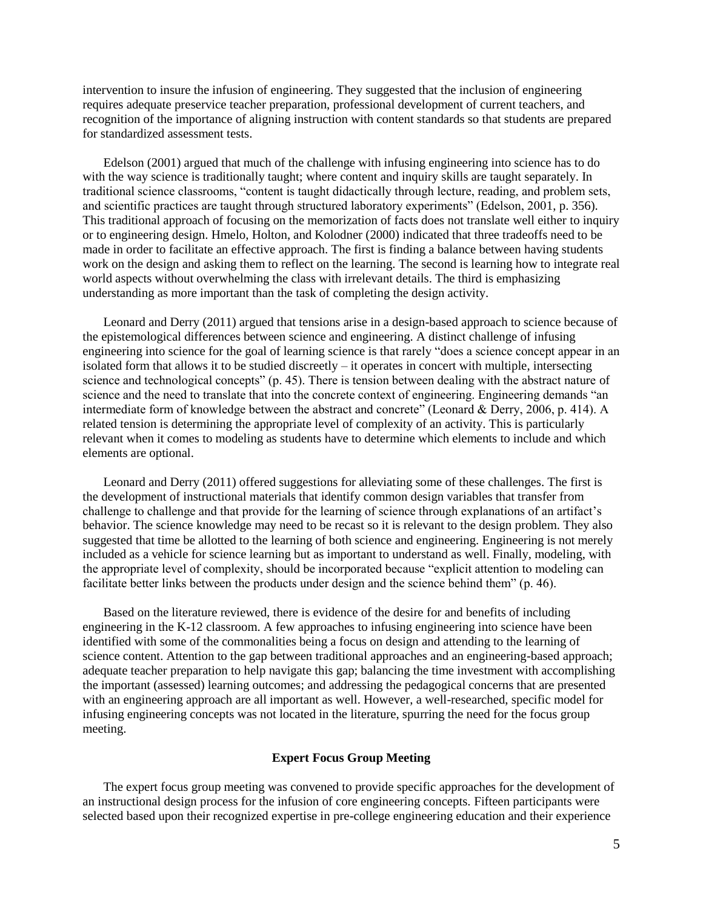intervention to insure the infusion of engineering. They suggested that the inclusion of engineering requires adequate preservice teacher preparation, professional development of current teachers, and recognition of the importance of aligning instruction with content standards so that students are prepared for standardized assessment tests.

Edelson (2001) argued that much of the challenge with infusing engineering into science has to do with the way science is traditionally taught; where content and inquiry skills are taught separately. In traditional science classrooms, "content is taught didactically through lecture, reading, and problem sets, and scientific practices are taught through structured laboratory experiments" (Edelson, 2001, p. 356). This traditional approach of focusing on the memorization of facts does not translate well either to inquiry or to engineering design. Hmelo, Holton, and Kolodner (2000) indicated that three tradeoffs need to be made in order to facilitate an effective approach. The first is finding a balance between having students work on the design and asking them to reflect on the learning. The second is learning how to integrate real world aspects without overwhelming the class with irrelevant details. The third is emphasizing understanding as more important than the task of completing the design activity.

Leonard and Derry (2011) argued that tensions arise in a design-based approach to science because of the epistemological differences between science and engineering. A distinct challenge of infusing engineering into science for the goal of learning science is that rarely "does a science concept appear in an isolated form that allows it to be studied discreetly – it operates in concert with multiple, intersecting science and technological concepts" (p. 45). There is tension between dealing with the abstract nature of science and the need to translate that into the concrete context of engineering. Engineering demands "an intermediate form of knowledge between the abstract and concrete" (Leonard & Derry, 2006, p. 414). A related tension is determining the appropriate level of complexity of an activity. This is particularly relevant when it comes to modeling as students have to determine which elements to include and which elements are optional.

Leonard and Derry (2011) offered suggestions for alleviating some of these challenges. The first is the development of instructional materials that identify common design variables that transfer from challenge to challenge and that provide for the learning of science through explanations of an artifact's behavior. The science knowledge may need to be recast so it is relevant to the design problem. They also suggested that time be allotted to the learning of both science and engineering. Engineering is not merely included as a vehicle for science learning but as important to understand as well. Finally, modeling, with the appropriate level of complexity, should be incorporated because "explicit attention to modeling can facilitate better links between the products under design and the science behind them" (p. 46).

Based on the literature reviewed, there is evidence of the desire for and benefits of including engineering in the K-12 classroom. A few approaches to infusing engineering into science have been identified with some of the commonalities being a focus on design and attending to the learning of science content. Attention to the gap between traditional approaches and an engineering-based approach; adequate teacher preparation to help navigate this gap; balancing the time investment with accomplishing the important (assessed) learning outcomes; and addressing the pedagogical concerns that are presented with an engineering approach are all important as well. However, a well-researched, specific model for infusing engineering concepts was not located in the literature, spurring the need for the focus group meeting.

## Expert Focus Group Meeting

The expert focus group meeting was convened to provide specific approaches for the development of an instructional design process for the infusion of core engineering concepts. Fifteen participants were selected based upon their recognized expertise in pre-college engineering education and their experience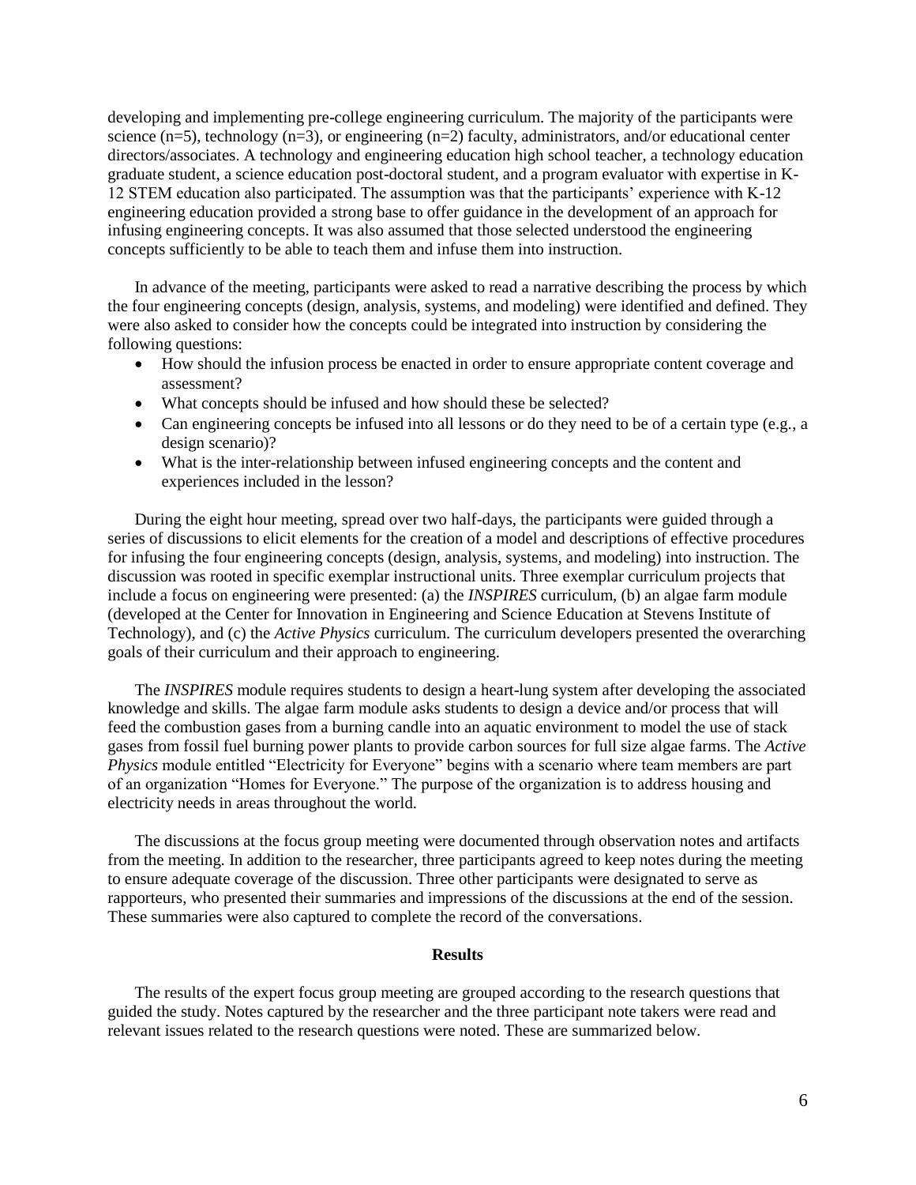developing and implementing pre-college engineering curriculum. The majority of the participants were science (n=5), technology (n=3), or engineering (n=2) faculty, administrators, and/or educational center directors/associates. A technology and engineering education high school teacher, a technology education graduate student, a science education post-doctoral student, and a program evaluator with expertise in K-12 STEM education also participated. The assumption was that the participants' experience with K-12 engineering education provided a strong base to offer guidance in the development of an approach for infusing engineering concepts. It was also assumed that those selected understood the engineering concepts sufficiently to be able to teach them and infuse them into instruction.

In advance of the meeting, participants were asked to read a narrative describing the process by which the four engineering concepts (design, analysis, systems, and modeling) were identified and defined. They were also asked to consider how the concepts could be integrated into instruction by considering the following questions:

- How should the infusion process be enacted in order to ensure appropriate content coverage and assessment?
- What concepts should be infused and how should these be selected?
- Can engineering concepts be infused into all lessons or do they need to be of a certain type (e.g., a design scenario)?
- What is the inter-relationship between infused engineering concepts and the content and experiences included in the lesson?

During the eight hour meeting, spread over two half-days, the participants were guided through a series of discussions to elicit elements for the creation of a model and descriptions of effective procedures for infusing the four engineering concepts (design, analysis, systems, and modeling) into instruction. The discussion was rooted in specific exemplar instructional units. Three exemplar curriculum projects that include a focus on engineering were presented: (a) the *INSPIRES* curriculum, (b) an algae farm module (developed at the Center for Innovation in Engineering and Science Education at Stevens Institute of Technology), and (c) the *Active Physics* curriculum. The curriculum developers presented the overarching goals of their curriculum and their approach to engineering.

The *INSPIRES* module requires students to design a heart-lung system after developing the associated knowledge and skills. The algae farm module asks students to design a device and/or process that will feed the combustion gases from a burning candle into an aquatic environment to model the use of stack gases from fossil fuel burning power plants to provide carbon sources for full size algae farms. The *Active Physics* module entitled "Electricity for Everyone" begins with a scenario where team members are part of an organization "Homes for Everyone." The purpose of the organization is to address housing and electricity needs in areas throughout the world.

The discussions at the focus group meeting were documented through observation notes and artifacts from the meeting. In addition to the researcher, three participants agreed to keep notes during the meeting to ensure adequate coverage of the discussion. Three other participants were designated to serve as rapporteurs, who presented their summaries and impressions of the discussions at the end of the session. These summaries were also captured to complete the record of the conversations.

## Results

The results of the expert focus group meeting are grouped according to the research questions that guided the study. Notes captured by the researcher and the three participant note takers were read and relevant issues related to the research questions were noted. These are summarized below.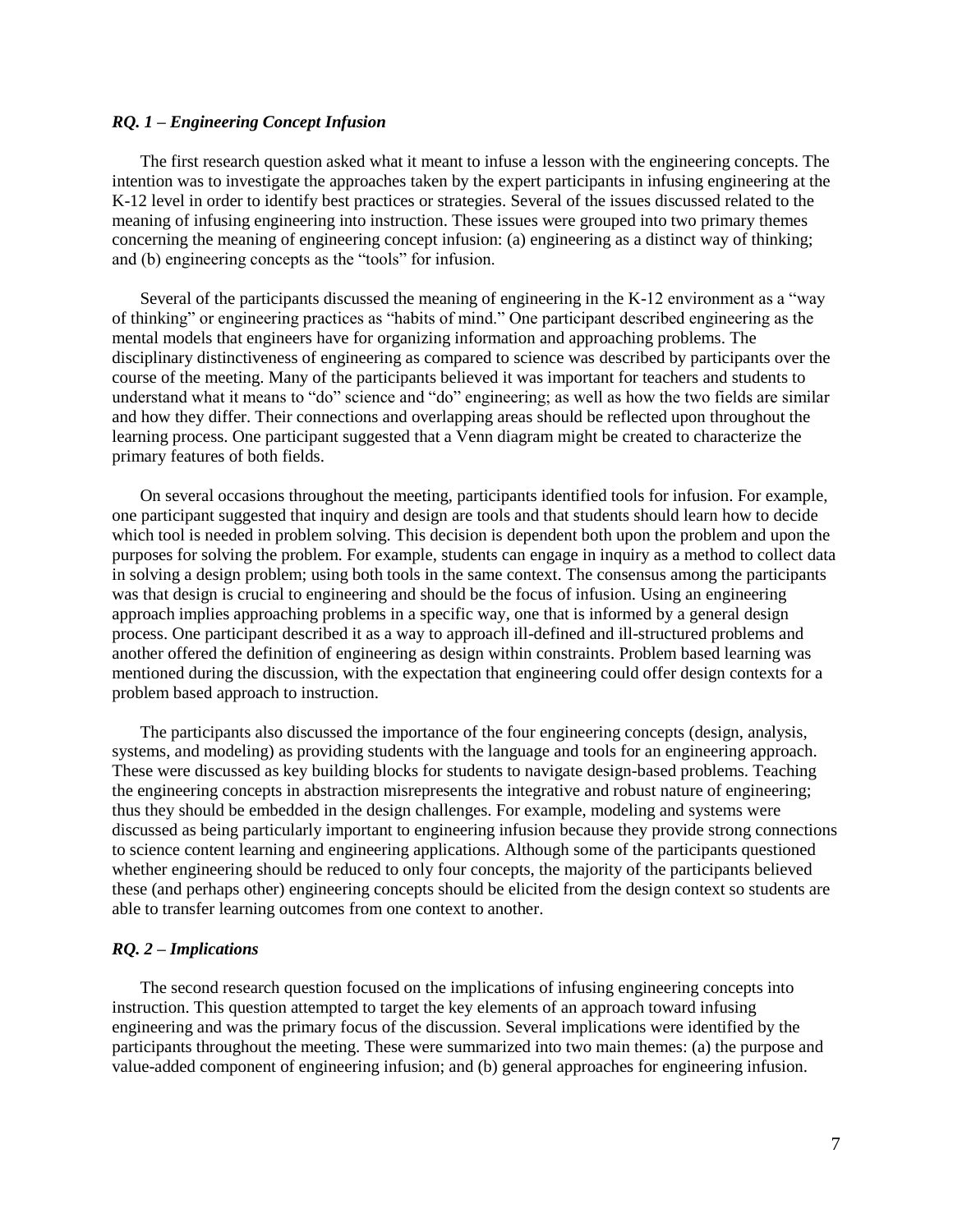### *RQ. 1 – Engineering Concept Infusion*

The first research question asked what it meant to infuse a lesson with the engineering concepts. The intention was to investigate the approaches taken by the expert participants in infusing engineering at the K-12 level in order to identify best practices or strategies. Several of the issues discussed related to the meaning of infusing engineering into instruction. These issues were grouped into two primary themes concerning the meaning of engineering concept infusion: (a) engineering as a distinct way of thinking; and (b) engineering concepts as the "tools" for infusion.

Several of the participants discussed the meaning of engineering in the K-12 environment as a "way of thinking" or engineering practices as "habits of mind." One participant described engineering as the mental models that engineers have for organizing information and approaching problems. The disciplinary distinctiveness of engineering as compared to science was described by participants over the course of the meeting. Many of the participants believed it was important for teachers and students to understand what it means to "do" science and "do" engineering; as well as how the two fields are similar and how they differ. Their connections and overlapping areas should be reflected upon throughout the learning process. One participant suggested that a Venn diagram might be created to characterize the primary features of both fields.

On several occasions throughout the meeting, participants identified tools for infusion. For example, one participant suggested that inquiry and design are tools and that students should learn how to decide which tool is needed in problem solving. This decision is dependent both upon the problem and upon the purposes for solving the problem. For example, students can engage in inquiry as a method to collect data in solving a design problem; using both tools in the same context. The consensus among the participants was that design is crucial to engineering and should be the focus of infusion. Using an engineering approach implies approaching problems in a specific way, one that is informed by a general design process. One participant described it as a way to approach ill-defined and ill-structured problems and another offered the definition of engineering as design within constraints. Problem based learning was mentioned during the discussion, with the expectation that engineering could offer design contexts for a problem based approach to instruction.

The participants also discussed the importance of the four engineering concepts (design, analysis, systems, and modeling) as providing students with the language and tools for an engineering approach. These were discussed as key building blocks for students to navigate design-based problems. Teaching the engineering concepts in abstraction misrepresents the integrative and robust nature of engineering; thus they should be embedded in the design challenges. For example, modeling and systems were discussed as being particularly important to engineering infusion because they provide strong connections to science content learning and engineering applications. Although some of the participants questioned whether engineering should be reduced to only four concepts, the majority of the participants believed these (and perhaps other) engineering concepts should be elicited from the design context so students are able to transfer learning outcomes from one context to another.

### *RQ. 2 – Implications*

The second research question focused on the implications of infusing engineering concepts into instruction. This question attempted to target the key elements of an approach toward infusing engineering and was the primary focus of the discussion. Several implications were identified by the participants throughout the meeting. These were summarized into two main themes: (a) the purpose and value-added component of engineering infusion; and (b) general approaches for engineering infusion.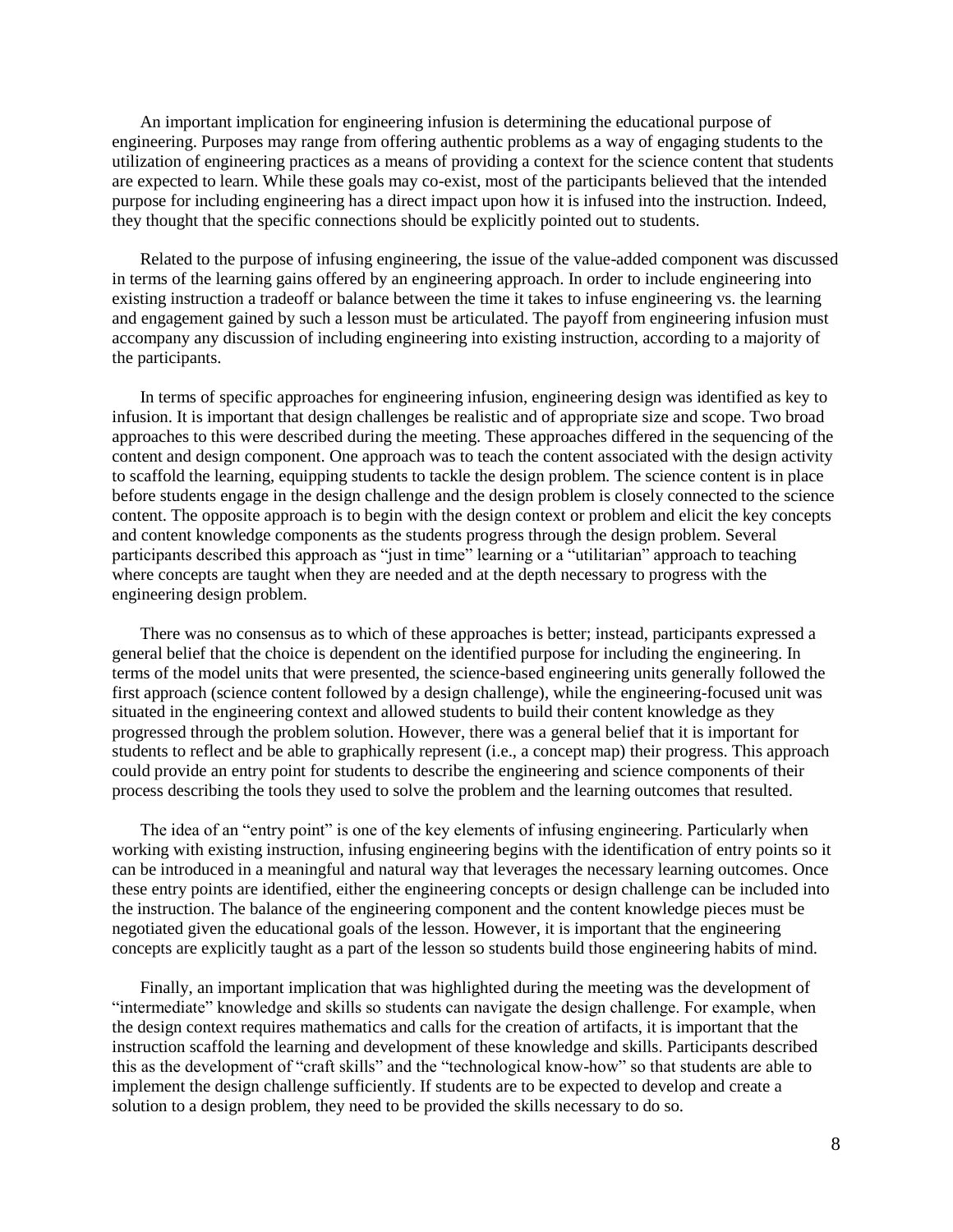An important implication for engineering infusion is determining the educational purpose of engineering. Purposes may range from offering authentic problems as a way of engaging students to the utilization of engineering practices as a means of providing a context for the science content that students are expected to learn. While these goals may co-exist, most of the participants believed that the intended purpose for including engineering has a direct impact upon how it is infused into the instruction. Indeed, they thought that the specific connections should be explicitly pointed out to students.

Related to the purpose of infusing engineering, the issue of the value-added component was discussed in terms of the learning gains offered by an engineering approach. In order to include engineering into existing instruction a tradeoff or balance between the time it takes to infuse engineering vs. the learning and engagement gained by such a lesson must be articulated. The payoff from engineering infusion must accompany any discussion of including engineering into existing instruction, according to a majority of the participants.

In terms of specific approaches for engineering infusion, engineering design was identified as key to infusion. It is important that design challenges be realistic and of appropriate size and scope. Two broad approaches to this were described during the meeting. These approaches differed in the sequencing of the content and design component. One approach was to teach the content associated with the design activity to scaffold the learning, equipping students to tackle the design problem. The science content is in place before students engage in the design challenge and the design problem is closely connected to the science content. The opposite approach is to begin with the design context or problem and elicit the key concepts and content knowledge components as the students progress through the design problem. Several participants described this approach as "just in time" learning or a "utilitarian" approach to teaching where concepts are taught when they are needed and at the depth necessary to progress with the engineering design problem.

There was no consensus as to which of these approaches is better; instead, participants expressed a general belief that the choice is dependent on the identified purpose for including the engineering. In terms of the model units that were presented, the science-based engineering units generally followed the first approach (science content followed by a design challenge), while the engineering-focused unit was situated in the engineering context and allowed students to build their content knowledge as they progressed through the problem solution. However, there was a general belief that it is important for students to reflect and be able to graphically represent (i.e., a concept map) their progress. This approach could provide an entry point for students to describe the engineering and science components of their process describing the tools they used to solve the problem and the learning outcomes that resulted.

The idea of an "entry point" is one of the key elements of infusing engineering. Particularly when working with existing instruction, infusing engineering begins with the identification of entry points so it can be introduced in a meaningful and natural way that leverages the necessary learning outcomes. Once these entry points are identified, either the engineering concepts or design challenge can be included into the instruction. The balance of the engineering component and the content knowledge pieces must be negotiated given the educational goals of the lesson. However, it is important that the engineering concepts are explicitly taught as a part of the lesson so students build those engineering habits of mind.

Finally, an important implication that was highlighted during the meeting was the development of "intermediate" knowledge and skills so students can navigate the design challenge. For example, when the design context requires mathematics and calls for the creation of artifacts, it is important that the instruction scaffold the learning and development of these knowledge and skills. Participants described this as the development of "craft skills" and the "technological know-how" so that students are able to implement the design challenge sufficiently. If students are to be expected to develop and create a solution to a design problem, they need to be provided the skills necessary to do so.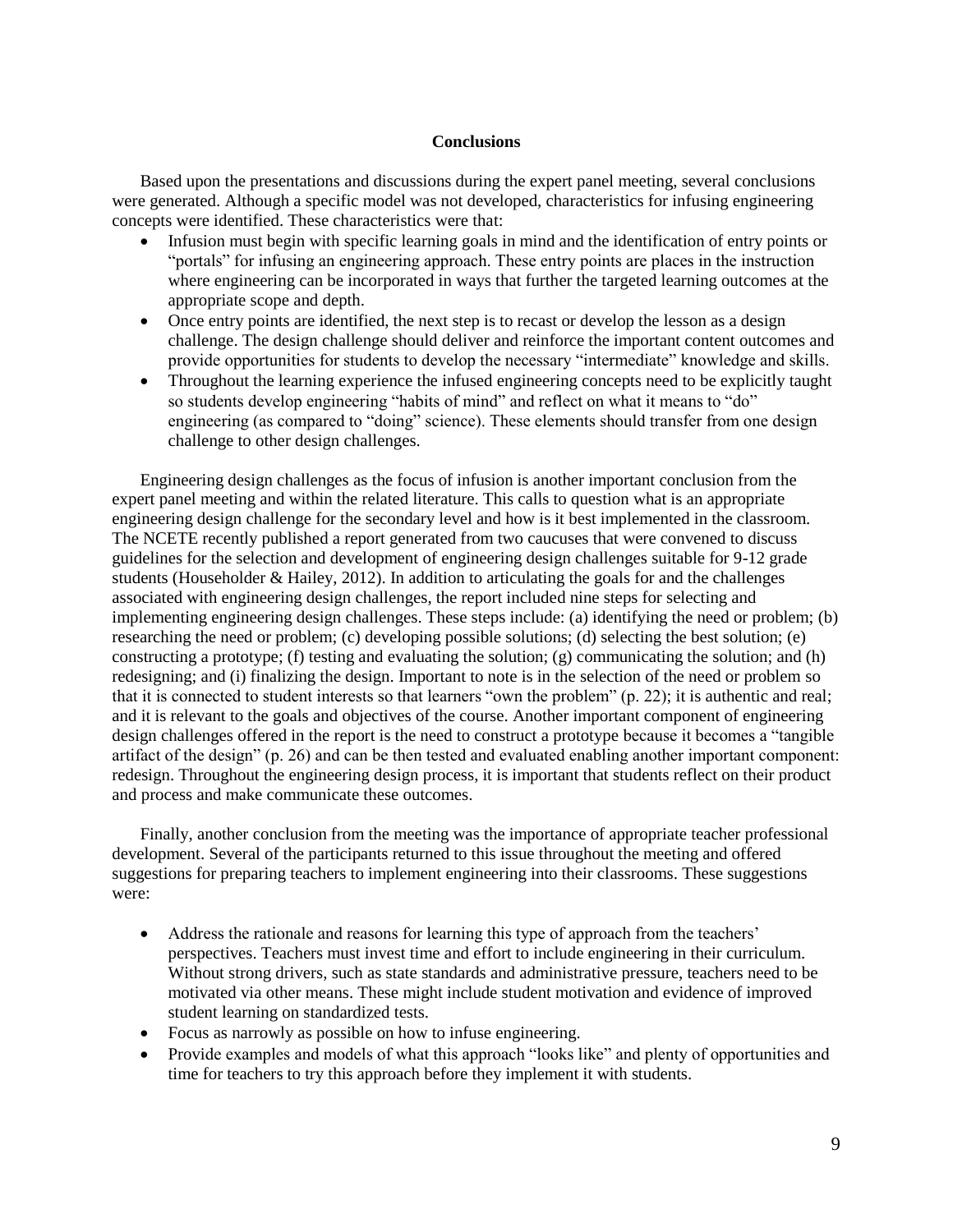## Conclusions

Based upon the presentations and discussions during the expert panel meeting, several conclusions were generated. Although a specific model was not developed, characteristics for infusing engineering concepts were identified. These characteristics were that:

- Infusion must begin with specific learning goals in mind and the identification of entry points or "portals" for infusing an engineering approach. These entry points are places in the instruction where engineering can be incorporated in ways that further the targeted learning outcomes at the appropriate scope and depth.
- Once entry points are identified, the next step is to recast or develop the lesson as a design challenge. The design challenge should deliver and reinforce the important content outcomes and provide opportunities for students to develop the necessary "intermediate" knowledge and skills.
- Throughout the learning experience the infused engineering concepts need to be explicitly taught so students develop engineering "habits of mind" and reflect on what it means to "do" engineering (as compared to "doing" science). These elements should transfer from one design challenge to other design challenges.

Engineering design challenges as the focus of infusion is another important conclusion from the expert panel meeting and within the related literature. This calls to question what is an appropriate engineering design challenge for the secondary level and how is it best implemented in the classroom. The NCETE recently published a report generated from two caucuses that were convened to discuss guidelines for the selection and development of engineering design challenges suitable for 9-12 grade students (Householder & Hailey, 2012). In addition to articulating the goals for and the challenges associated with engineering design challenges, the report included nine steps for selecting and implementing engineering design challenges. These steps include: (a) identifying the need or problem; (b) researching the need or problem; (c) developing possible solutions; (d) selecting the best solution; (e) constructing a prototype; (f) testing and evaluating the solution; (g) communicating the solution; and (h) redesigning; and (i) finalizing the design. Important to note is in the selection of the need or problem so that it is connected to student interests so that learners "own the problem" (p. 22); it is authentic and real; and it is relevant to the goals and objectives of the course. Another important component of engineering design challenges offered in the report is the need to construct a prototype because it becomes a "tangible artifact of the design" (p. 26) and can be then tested and evaluated enabling another important component: redesign. Throughout the engineering design process, it is important that students reflect on their product and process and make communicate these outcomes.

Finally, another conclusion from the meeting was the importance of appropriate teacher professional development. Several of the participants returned to this issue throughout the meeting and offered suggestions for preparing teachers to implement engineering into their classrooms. These suggestions were:

- Address the rationale and reasons for learning this type of approach from the teachers' perspectives. Teachers must invest time and effort to include engineering in their curriculum. Without strong drivers, such as state standards and administrative pressure, teachers need to be motivated via other means. These might include student motivation and evidence of improved student learning on standardized tests.
- Focus as narrowly as possible on how to infuse engineering.
- Provide examples and models of what this approach "looks like" and plenty of opportunities and time for teachers to try this approach before they implement it with students.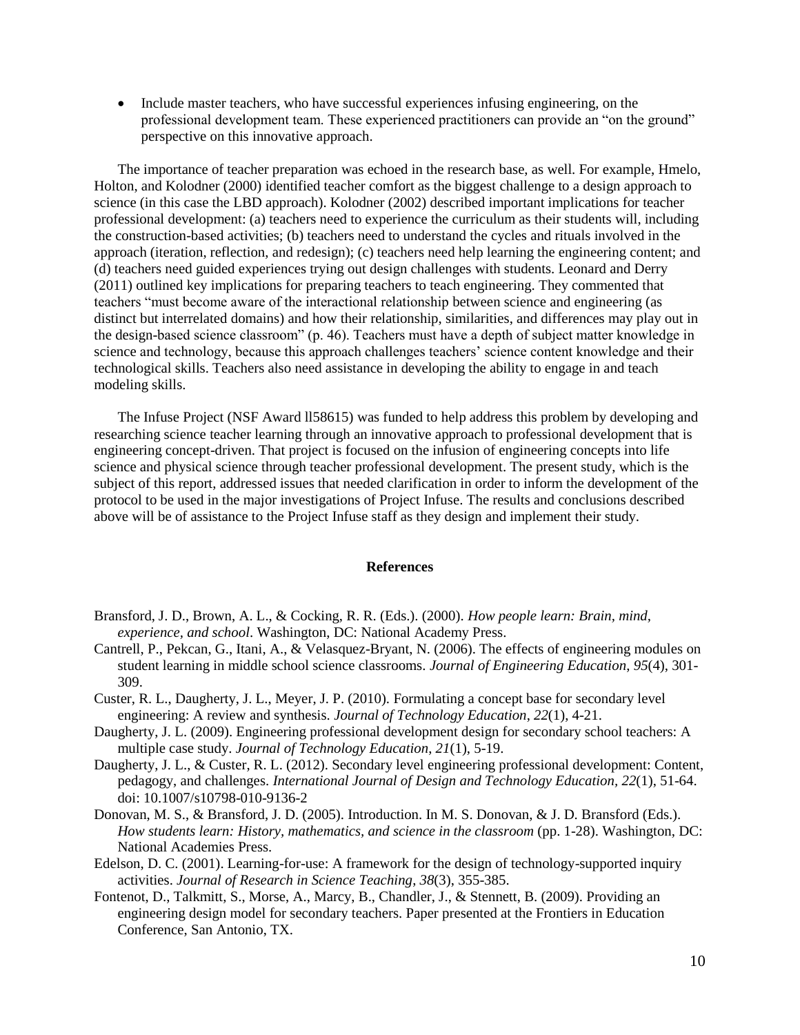- Include master teachers, who have successful experiences infusing engineering, on the professional development team. These experienced practitioners can provide an "on the ground" perspective on this innovative approach.

The importance of teacher preparation was echoed in the research base, as well. For example, Hmelo, Holton, and Kolodner (2000) identified teacher comfort as the biggest challenge to a design approach to science (in this case the LBD approach). Kolodner (2002) described important implications for teacher professional development: (a) teachers need to experience the curriculum as their students will, including the construction-based activities; (b) teachers need to understand the cycles and rituals involved in the approach (iteration, reflection, and redesign); (c) teachers need help learning the engineering content; and (d) teachers need guided experiences trying out design challenges with students. Leonard and Derry (2011) outlined key implications for preparing teachers to teach engineering. They commented that teachers "must become aware of the interactional relationship between science and engineering (as distinct but interrelated domains) and how their relationship, similarities, and differences may play out in the design-based science classroom" (p. 46). Teachers must have a depth of subject matter knowledge in science and technology, because this approach challenges teachers' science content knowledge and their technological skills. Teachers also need assistance in developing the ability to engage in and teach modeling skills.

The Infuse Project (NSF Award ll58615) was funded to help address this problem by developing and researching science teacher learning through an innovative approach to professional development that is engineering concept-driven. That project is focused on the infusion of engineering concepts into life science and physical science through teacher professional development. The present study, which is the subject of this report, addressed issues that needed clarification in order to inform the development of the protocol to be used in the major investigations of Project Infuse. The results and conclusions described above will be of assistance to the Project Infuse staff as they design and implement their study.

## References

Bransford, J. D., Brown, A. L., & Cocking, R. R. (Eds.). (2000). *How people learn: Brain, mind, experience, and school*. Washington, DC: National Academy Press.

Cantrell, P., Pekcan, G., Itani, A., & Velasquez-Bryant, N. (2006). The effects of engineering modules on student learning in middle school science classrooms. *Journal of Engineering Education*, *95*(4), 301-309.

Custer, R. L., Daugherty, J. L., Meyer, J. P. (2010). Formulating a concept base for secondary level engineering: A review and synthesis. *Journal of Technology Education*, *22*(1), 4-21.

Daugherty, J. L. (2009). Engineering professional development design for secondary school teachers: A multiple case study. *Journal of Technology Education*, *21*(1), 5-19.

Daugherty, J. L., & Custer, R. L. (2012). Secondary level engineering professional development: Content, pedagogy, and challenges. *International Journal of Design and Technology Education*, *22*(1), 51-64. doi: 10.1007/s10798-010-9136-2

Donovan, M. S., & Bransford, J. D. (2005). Introduction. In M. S. Donovan, & J. D. Bransford (Eds.). *How students learn: History, mathematics, and science in the classroom* (pp. 1-28). Washington, DC: National Academies Press.

Edelson, D. C. (2001). Learning-for-use: A framework for the design of technology-supported inquiry activities. *Journal of Research in Science Teaching*, *38*(3), 355-385.

Fontenot, D., Talkmitt, S., Morse, A., Marcy, B., Chandler, J., & Stennett, B. (2009). Providing an engineering design model for secondary teachers. Paper presented at the Frontiers in Education Conference, San Antonio, TX.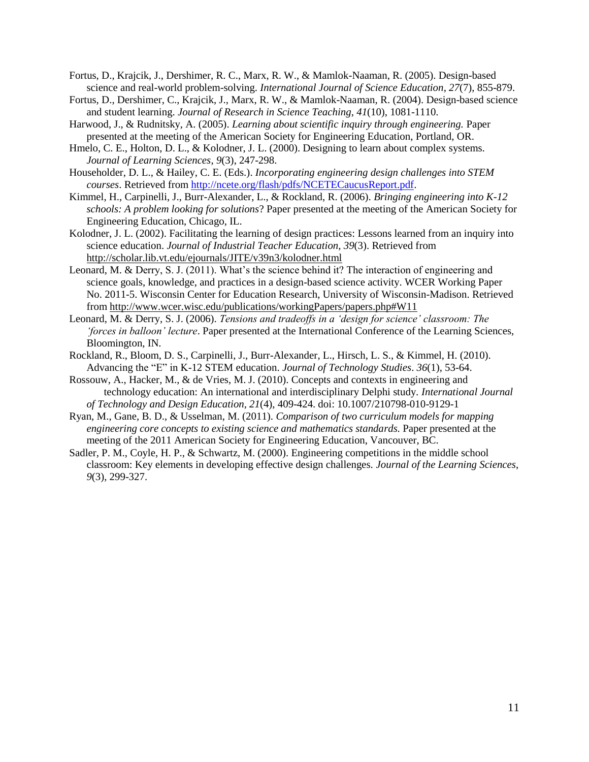Fortus, D., Krajcik, J., Dershimer, R. C., Marx, R. W., & Mamlok-Naaman, R. (2005). Design-based science and real-world problem-solving. *International Journal of Science Education*, *27*(7), 855-879.

Fortus, D., Dershimer, C., Krajcik, J., Marx, R. W., & Mamlok-Naaman, R. (2004). Design-based science and student learning. *Journal of Research in Science Teaching*, *41*(10), 1081-1110.

Harwood, J., & Rudnitsky, A. (2005). *Learning about scientific inquiry through engineering.* Paper presented at the meeting of the American Society for Engineering Education, Portland, OR.

Hmelo, C. E., Holton, D. L., & Kolodner, J. L. (2000). Designing to learn about complex systems. *Journal of Learning Sciences*, *9*(3), 247-298.

Householder, D. L., & Hailey, C. E. (Eds.). *Incorporating engineering design challenges into STEM courses*. Retrieved from http://ncete.org/flash/pdfs/NCETECaucusReport.pdf.

Kimmel, H., Carpinelli, J., Burr-Alexander, L., & Rockland, R. (2006). *Bringing engineering into K-12 schools: A problem looking for solutions*? Paper presented at the meeting of the American Society for Engineering Education, Chicago, IL.

Kolodner, J. L. (2002). Facilitating the learning of design practices: Lessons learned from an inquiry into science education. *Journal of Industrial Teacher Education*, *39*(3). Retrieved from http://scholar.lib.vt.edu/ejournals/JITE/v39n3/kolodner.html

Leonard, M. & Derry, S. J. (2011). What's the science behind it? The interaction of engineering and science goals, knowledge, and practices in a design-based science activity. WCER Working Paper No. 2011-5. Wisconsin Center for Education Research, University of Wisconsin-Madison. Retrieved from http://www.wcer.wisc.edu/publications/workingPapers/papers.php#W11

Leonard, M. & Derry, S. J. (2006). *Tensions and tradeoffs in a 'design for science' classroom: The 'forces in balloon' lecture*. Paper presented at the International Conference of the Learning Sciences, Bloomington, IN.

Rockland, R., Bloom, D. S., Carpinelli, J., Burr-Alexander, L., Hirsch, L. S., & Kimmel, H. (2010). Advancing the "E" in K-12 STEM education. *Journal of Technology Studies*. *36*(1), 53-64.

Rossouw, A., Hacker, M., & de Vries, M. J. (2010). Concepts and contexts in engineering and technology education: An international and interdisciplinary Delphi study. *International Journal of Technology and Design Education*, *21*(4), 409-424. doi: 10.1007/210798-010-9129-1

Ryan, M., Gane, B. D., & Usselman, M. (2011). *Comparison of two curriculum models for mapping engineering core concepts to existing science and mathematics standards.* Paper presented at the meeting of the 2011 American Society for Engineering Education, Vancouver, BC.

Sadler, P. M., Coyle, H. P., & Schwartz, M. (2000). Engineering competitions in the middle school classroom: Key elements in developing effective design challenges. *Journal of the Learning Sciences*, *9*(3), 299-327.